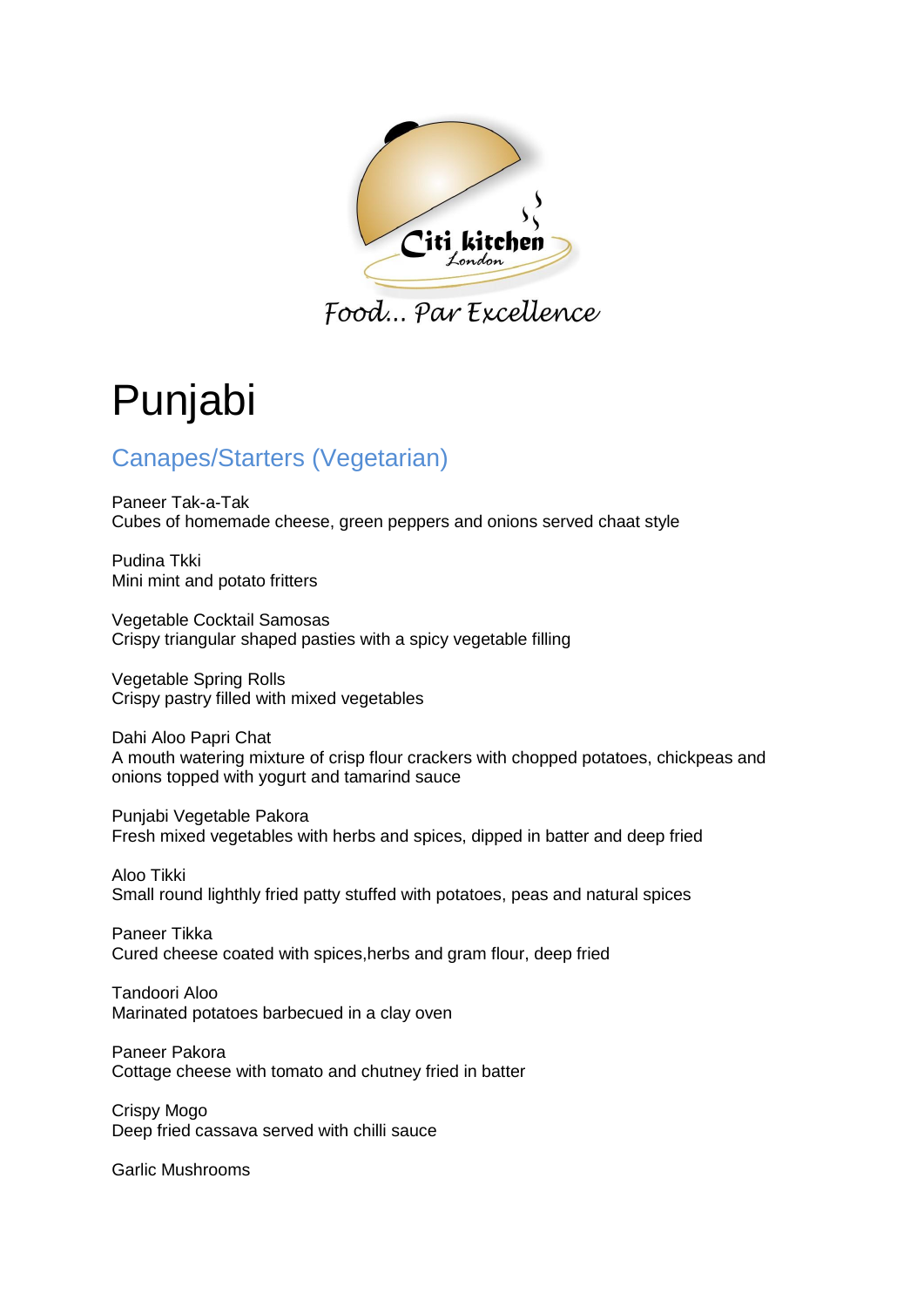Citi kitchen
London

Food... Par Excellence

# Punjabi

## Canapes/Starters (Vegetarian)

Paneer Tak-a-Tak
Cubes of homemade cheese, green peppers and onions served chaat style

Pudina Tkki
Mini mint and potato fritters

Vegetable Cocktail Samosas
Crispy triangular shaped pasties with a spicy vegetable filling

Vegetable Spring Rolls
Crispy pastry filled with mixed vegetables

Dahi Aloo Papri Chat
A mouth watering mixture of crisp flour crackers with chopped potatoes, chickpeas and onions topped with yogurt and tamarind sauce

Punjabi Vegetable Pakora
Fresh mixed vegetables with herbs and spices, dipped in batter and deep fried

Aloo Tikki
Small round lighthly fried patty stuffed with potatoes, peas and natural spices

Paneer Tikka
Cured cheese coated with spices,herbs and gram flour, deep fried

Tandoori Aloo
Marinated potatoes barbecued in a clay oven

Paneer Pakora
Cottage cheese with tomato and chutney fried in batter

Crispy Mogo
Deep fried cassava served with chilli sauce

Garlic Mushrooms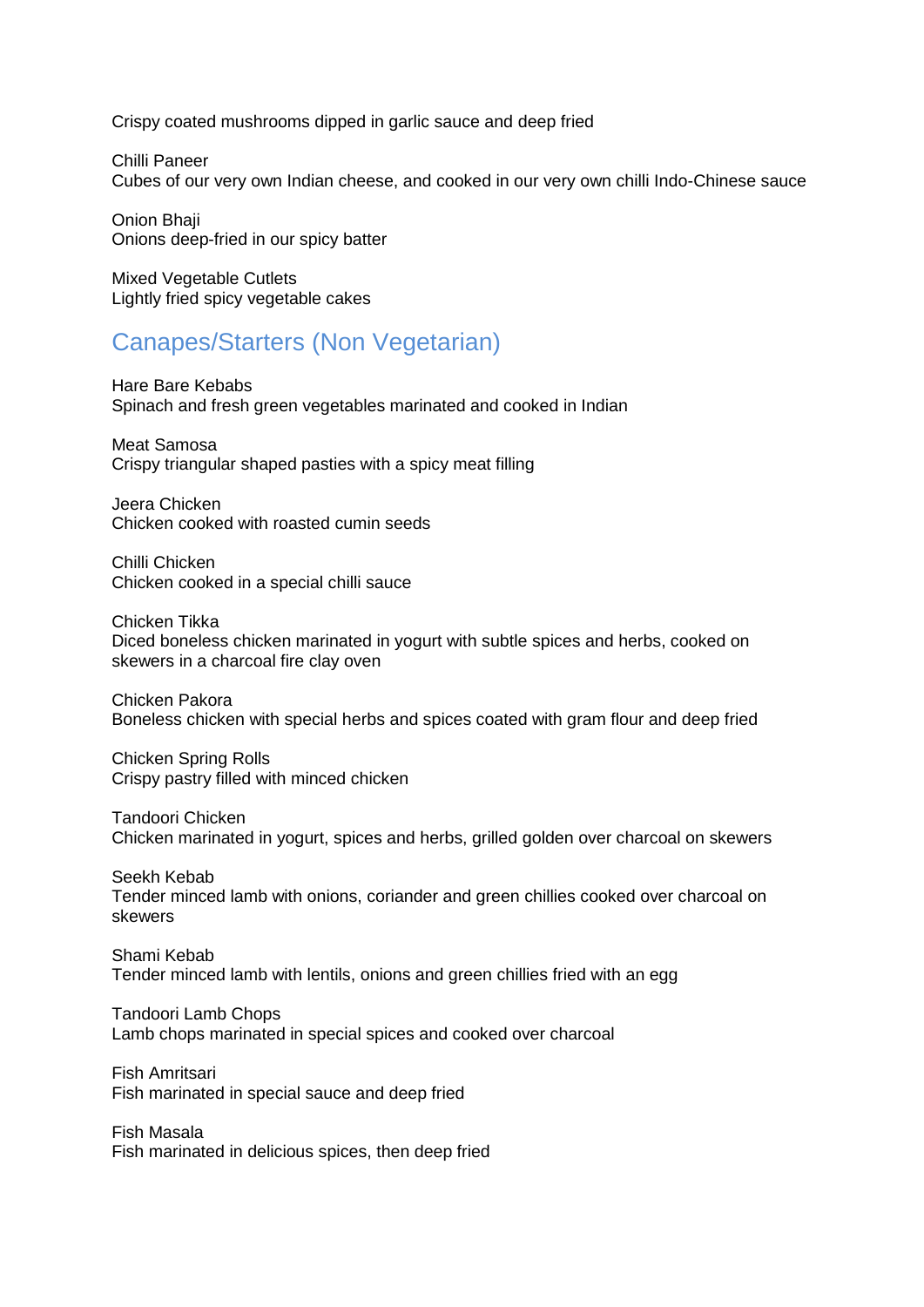Crispy coated mushrooms dipped in garlic sauce and deep fried

Chilli Paneer
Cubes of our very own Indian cheese, and cooked in our very own chilli Indo-Chinese sauce

Onion Bhaji
Onions deep-fried in our spicy batter

Mixed Vegetable Cutlets
Lightly fried spicy vegetable cakes

## Canapes/Starters (Non Vegetarian)

Hare Bare Kebabs
Spinach and fresh green vegetables marinated and cooked in Indian

Meat Samosa
Crispy triangular shaped pasties with a spicy meat filling

Jeera Chicken
Chicken cooked with roasted cumin seeds

Chilli Chicken
Chicken cooked in a special chilli sauce

Chicken Tikka
Diced boneless chicken marinated in yogurt with subtle spices and herbs, cooked on skewers in a charcoal fire clay oven

Chicken Pakora
Boneless chicken with special herbs and spices coated with gram flour and deep fried

Chicken Spring Rolls
Crispy pastry filled with minced chicken

Tandoori Chicken
Chicken marinated in yogurt, spices and herbs, grilled golden over charcoal on skewers

Seekh Kebab
Tender minced lamb with onions, coriander and green chillies cooked over charcoal on skewers

Shami Kebab
Tender minced lamb with lentils, onions and green chillies fried with an egg

Tandoori Lamb Chops
Lamb chops marinated in special spices and cooked over charcoal

Fish Amritsari
Fish marinated in special sauce and deep fried

Fish Masala
Fish marinated in delicious spices, then deep fried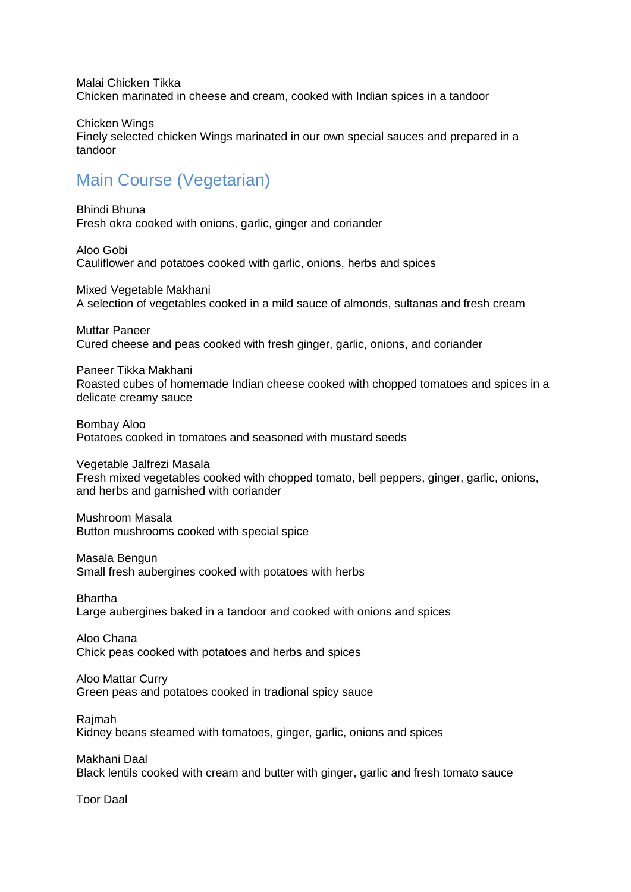Malai Chicken Tikka
Chicken marinated in cheese and cream, cooked with Indian spices in a tandoor

Chicken Wings
Finely selected chicken Wings marinated in our own special sauces and prepared in a tandoor

## Main Course (Vegetarian)

Bhindi Bhuna
Fresh okra cooked with onions, garlic, ginger and coriander

Aloo Gobi
Cauliflower and potatoes cooked with garlic, onions, herbs and spices

Mixed Vegetable Makhani
A selection of vegetables cooked in a mild sauce of almonds, sultanas and fresh cream

Muttar Paneer
Cured cheese and peas cooked with fresh ginger, garlic, onions, and coriander

Paneer Tikka Makhani
Roasted cubes of homemade Indian cheese cooked with chopped tomatoes and spices in a delicate creamy sauce

Bombay Aloo
Potatoes cooked in tomatoes and seasoned with mustard seeds

Vegetable Jalfrezi Masala
Fresh mixed vegetables cooked with chopped tomato, bell peppers, ginger, garlic, onions, and herbs and garnished with coriander

Mushroom Masala
Button mushrooms cooked with special spice

Masala Bengun
Small fresh aubergines cooked with potatoes with herbs

Bhartha
Large aubergines baked in a tandoor and cooked with onions and spices

Aloo Chana
Chick peas cooked with potatoes and herbs and spices

Aloo Mattar Curry
Green peas and potatoes cooked in tradional spicy sauce

Rajmah
Kidney beans steamed with tomatoes, ginger, garlic, onions and spices

Makhani Daal
Black lentils cooked with cream and butter with ginger, garlic and fresh tomato sauce

Toor Daal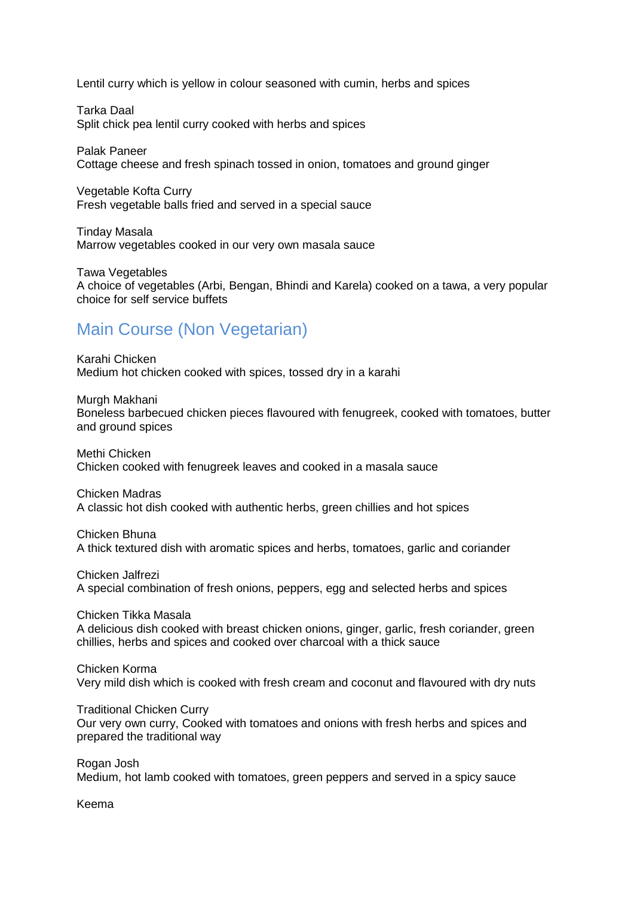Lentil curry which is yellow in colour seasoned with cumin, herbs and spices

Tarka Daal
Split chick pea lentil curry cooked with herbs and spices

Palak Paneer
Cottage cheese and fresh spinach tossed in onion, tomatoes and ground ginger

Vegetable Kofta Curry
Fresh vegetable balls fried and served in a special sauce

Tinday Masala
Marrow vegetables cooked in our very own masala sauce

Tawa Vegetables
A choice of vegetables (Arbi, Bengan, Bhindi and Karela) cooked on a tawa, a very popular choice for self service buffets

## Main Course (Non Vegetarian)

Karahi Chicken
Medium hot chicken cooked with spices, tossed dry in a karahi

Murgh Makhani
Boneless barbecued chicken pieces flavoured with fenugreek, cooked with tomatoes, butter and ground spices

Methi Chicken
Chicken cooked with fenugreek leaves and cooked in a masala sauce

Chicken Madras
A classic hot dish cooked with authentic herbs, green chillies and hot spices

Chicken Bhuna
A thick textured dish with aromatic spices and herbs, tomatoes, garlic and coriander

Chicken Jalfrezi
A special combination of fresh onions, peppers, egg and selected herbs and spices

Chicken Tikka Masala
A delicious dish cooked with breast chicken onions, ginger, garlic, fresh coriander, green chillies, herbs and spices and cooked over charcoal with a thick sauce

Chicken Korma
Very mild dish which is cooked with fresh cream and coconut and flavoured with dry nuts

Traditional Chicken Curry
Our very own curry, Cooked with tomatoes and onions with fresh herbs and spices and prepared the traditional way

Rogan Josh
Medium, hot lamb cooked with tomatoes, green peppers and served in a spicy sauce

Keema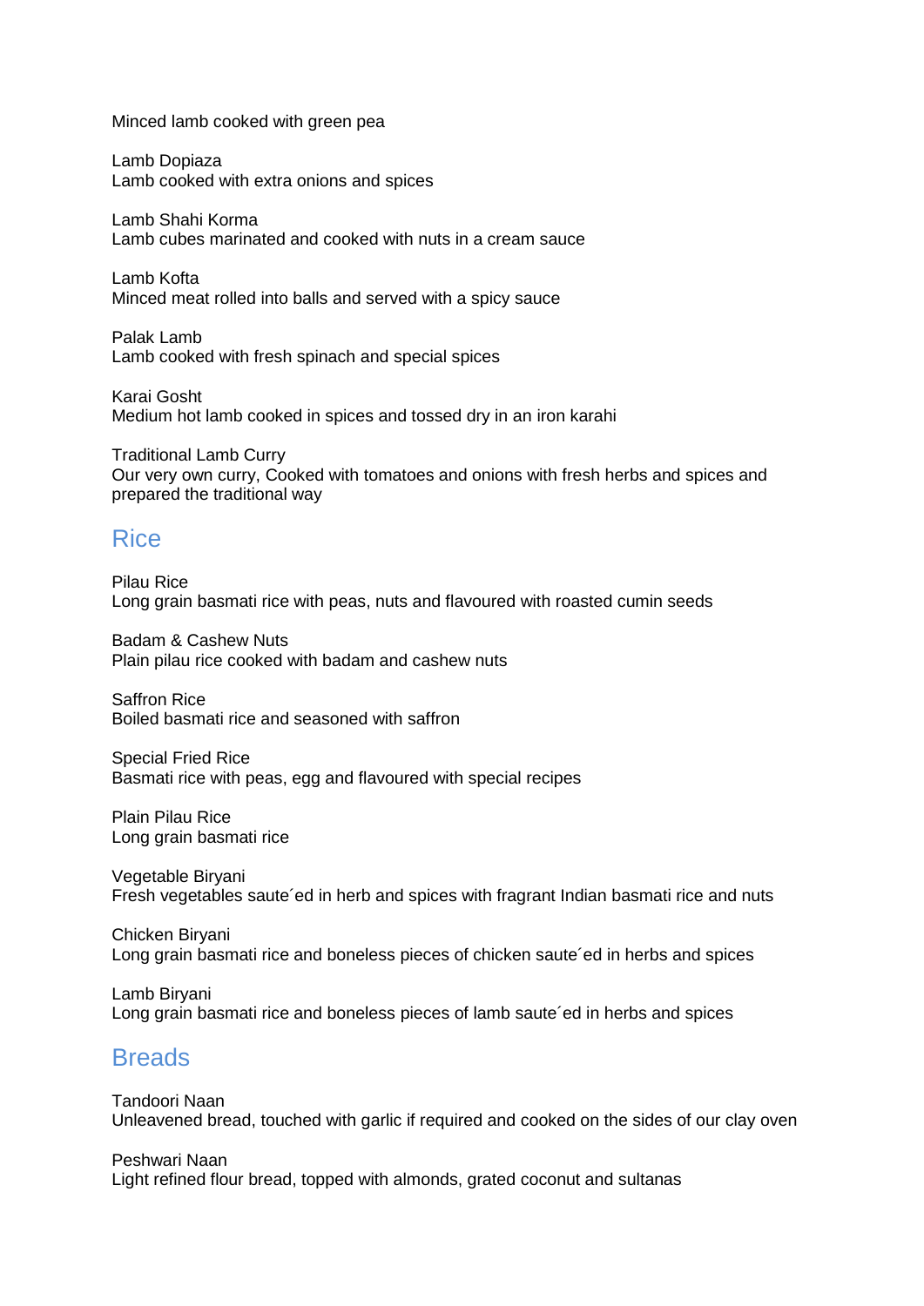Minced lamb cooked with green pea

Lamb Dopiaza
Lamb cooked with extra onions and spices

Lamb Shahi Korma
Lamb cubes marinated and cooked with nuts in a cream sauce

Lamb Kofta
Minced meat rolled into balls and served with a spicy sauce

Palak Lamb
Lamb cooked with fresh spinach and special spices

Karai Gosht
Medium hot lamb cooked in spices and tossed dry in an iron karahi

Traditional Lamb Curry
Our very own curry, Cooked with tomatoes and onions with fresh herbs and spices and prepared the traditional way

## Rice

Pilau Rice
Long grain basmati rice with peas, nuts and flavoured with roasted cumin seeds

Badam & Cashew Nuts
Plain pilau rice cooked with badam and cashew nuts

Saffron Rice
Boiled basmati rice and seasoned with saffron

Special Fried Rice
Basmati rice with peas, egg and flavoured with special recipes

Plain Pilau Rice
Long grain basmati rice

Vegetable Biryani
Fresh vegetables saute´ed in herb and spices with fragrant Indian basmati rice and nuts

Chicken Biryani
Long grain basmati rice and boneless pieces of chicken saute´ed in herbs and spices

Lamb Biryani
Long grain basmati rice and boneless pieces of lamb saute´ed in herbs and spices

## Breads

Tandoori Naan
Unleavened bread, touched with garlic if required and cooked on the sides of our clay oven

Peshwari Naan
Light refined flour bread, topped with almonds, grated coconut and sultanas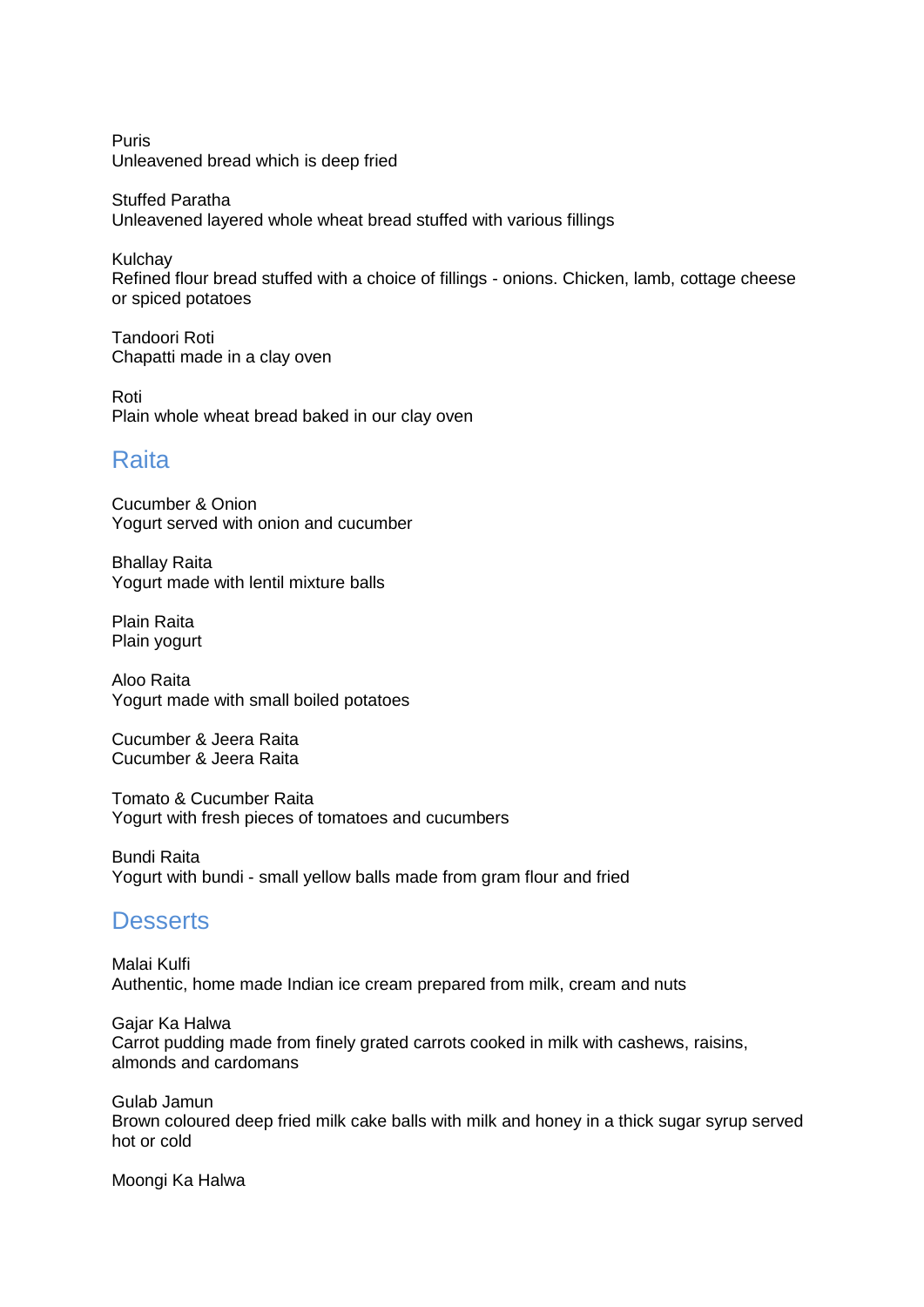Puris
Unleavened bread which is deep fried

Stuffed Paratha
Unleavened layered whole wheat bread stuffed with various fillings

Kulchay
Refined flour bread stuffed with a choice of fillings - onions. Chicken, lamb, cottage cheese or spiced potatoes

Tandoori Roti
Chapatti made in a clay oven

Roti
Plain whole wheat bread baked in our clay oven

## Raita

Cucumber & Onion
Yogurt served with onion and cucumber

Bhallay Raita
Yogurt made with lentil mixture balls

Plain Raita
Plain yogurt

Aloo Raita
Yogurt made with small boiled potatoes

Cucumber & Jeera Raita
Cucumber & Jeera Raita

Tomato & Cucumber Raita
Yogurt with fresh pieces of tomatoes and cucumbers

Bundi Raita
Yogurt with bundi - small yellow balls made from gram flour and fried

## Desserts

Malai Kulfi
Authentic, home made Indian ice cream prepared from milk, cream and nuts

Gajar Ka Halwa
Carrot pudding made from finely grated carrots cooked in milk with cashews, raisins, almonds and cardomans

Gulab Jamun
Brown coloured deep fried milk cake balls with milk and honey in a thick sugar syrup served hot or cold

Moongi Ka Halwa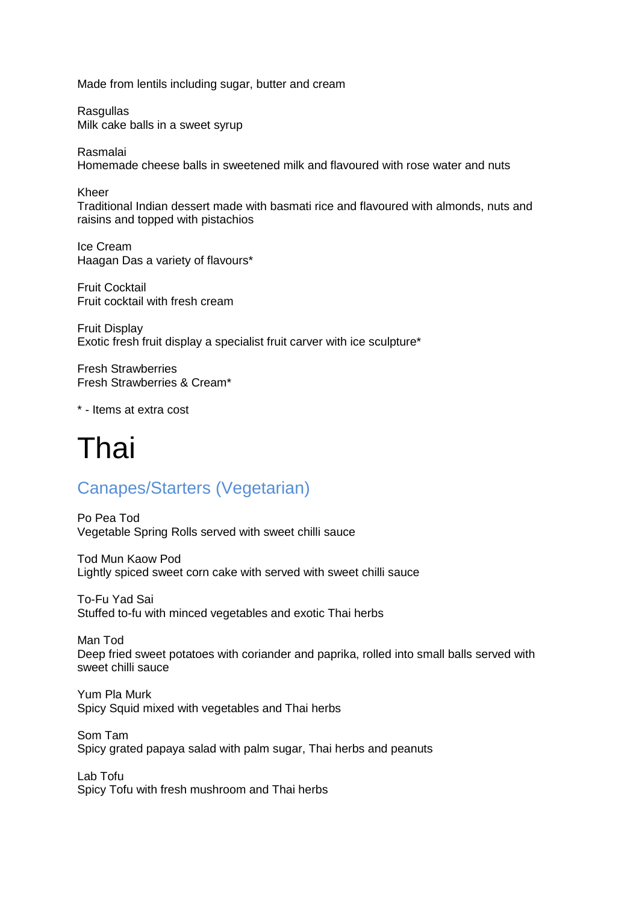Made from lentils including sugar, butter and cream

Rasgullas
Milk cake balls in a sweet syrup

Rasmalai
Homemade cheese balls in sweetened milk and flavoured with rose water and nuts

Kheer
Traditional Indian dessert made with basmati rice and flavoured with almonds, nuts and raisins and topped with pistachios

Ice Cream
Haagan Das a variety of flavours*

Fruit Cocktail
Fruit cocktail with fresh cream

Fruit Display
Exotic fresh fruit display a specialist fruit carver with ice sculpture*

Fresh Strawberries
Fresh Strawberries & Cream*

* - Items at extra cost

# Thai

## Canapes/Starters (Vegetarian)

Po Pea Tod
Vegetable Spring Rolls served with sweet chilli sauce

Tod Mun Kaow Pod
Lightly spiced sweet corn cake with served with sweet chilli sauce

To-Fu Yad Sai
Stuffed to-fu with minced vegetables and exotic Thai herbs

Man Tod
Deep fried sweet potatoes with coriander and paprika, rolled into small balls served with sweet chilli sauce

Yum Pla Murk
Spicy Squid mixed with vegetables and Thai herbs

Som Tam
Spicy grated papaya salad with palm sugar, Thai herbs and peanuts

Lab Tofu
Spicy Tofu with fresh mushroom and Thai herbs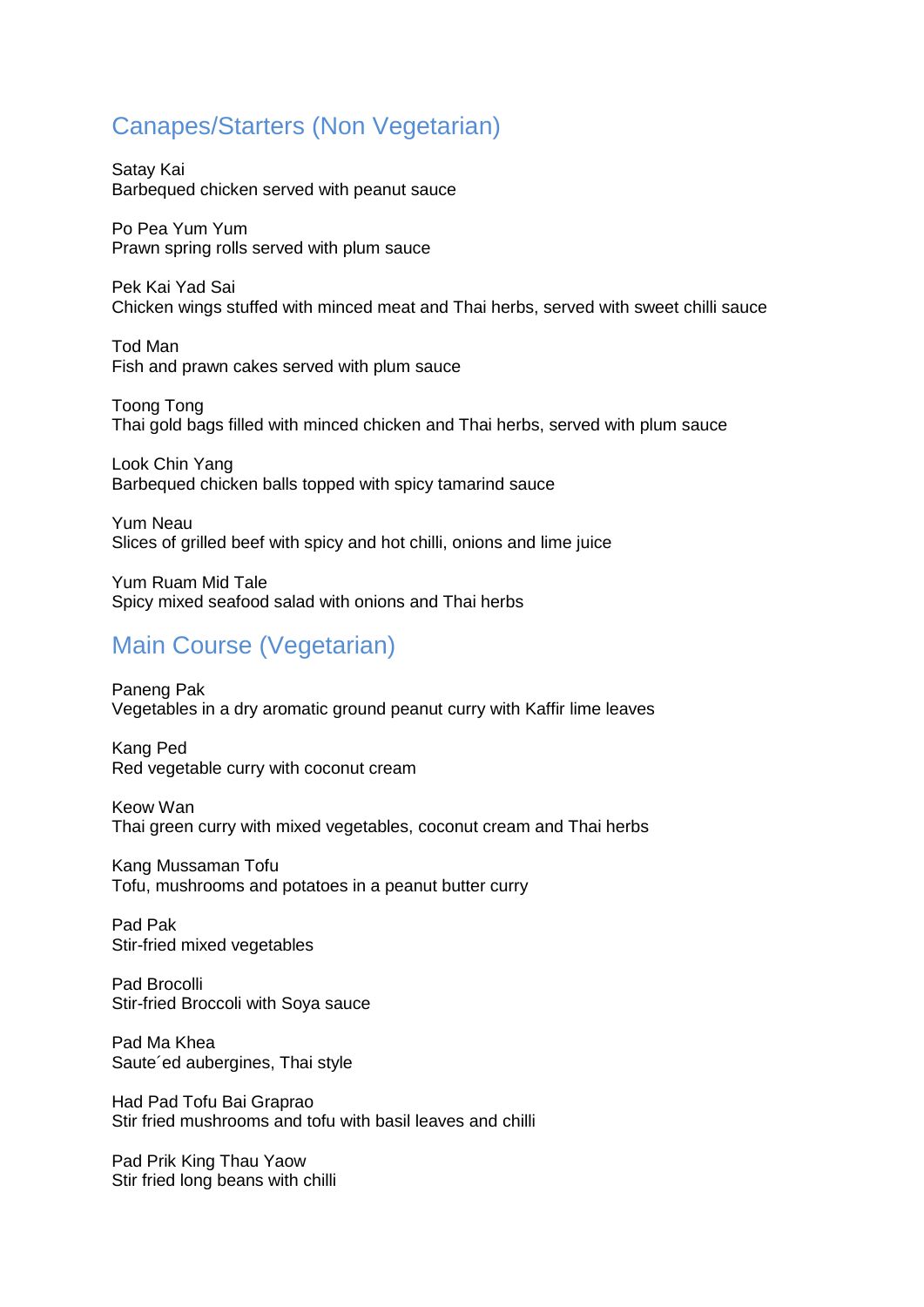## Canapes/Starters (Non Vegetarian)

Satay Kai
Barbequed chicken served with peanut sauce

Po Pea Yum Yum
Prawn spring rolls served with plum sauce

Pek Kai Yad Sai
Chicken wings stuffed with minced meat and Thai herbs, served with sweet chilli sauce

Tod Man
Fish and prawn cakes served with plum sauce

Toong Tong
Thai gold bags filled with minced chicken and Thai herbs, served with plum sauce

Look Chin Yang
Barbequed chicken balls topped with spicy tamarind sauce

Yum Neau
Slices of grilled beef with spicy and hot chilli, onions and lime juice

Yum Ruam Mid Tale
Spicy mixed seafood salad with onions and Thai herbs

## Main Course (Vegetarian)

Paneng Pak
Vegetables in a dry aromatic ground peanut curry with Kaffir lime leaves

Kang Ped
Red vegetable curry with coconut cream

Keow Wan
Thai green curry with mixed vegetables, coconut cream and Thai herbs

Kang Mussaman Tofu
Tofu, mushrooms and potatoes in a peanut butter curry

Pad Pak
Stir-fried mixed vegetables

Pad Brocolli
Stir-fried Broccoli with Soya sauce

Pad Ma Khea
Saute´ed aubergines, Thai style

Had Pad Tofu Bai Graprao
Stir fried mushrooms and tofu with basil leaves and chilli

Pad Prik King Thau Yaow
Stir fried long beans with chilli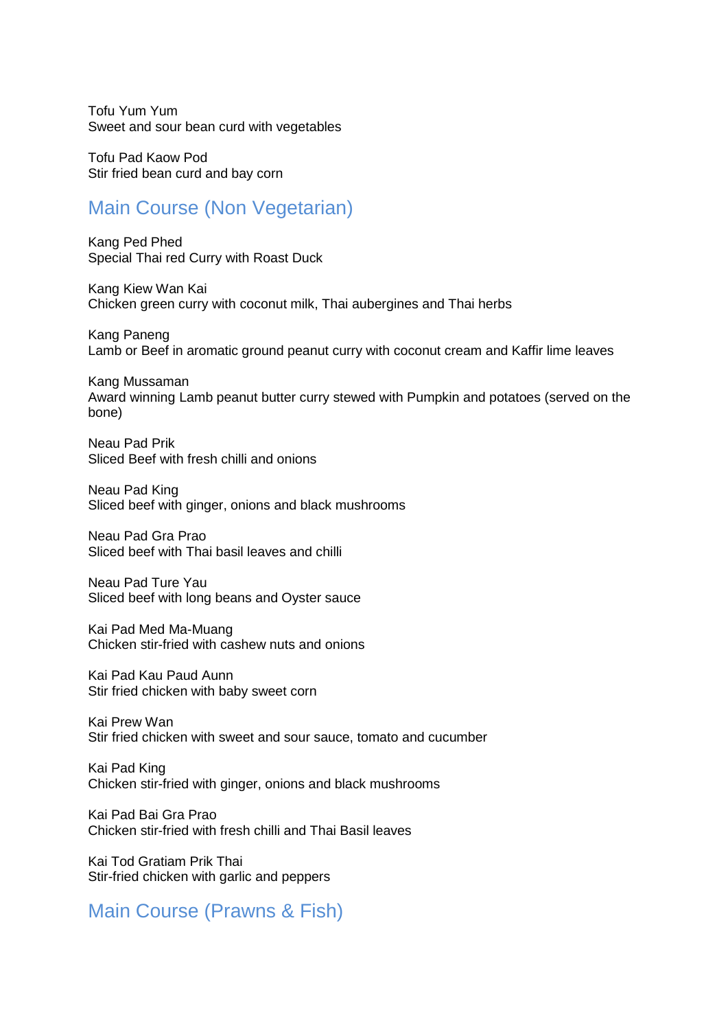Tofu Yum Yum
Sweet and sour bean curd with vegetables

Tofu Pad Kaow Pod
Stir fried bean curd and bay corn

## Main Course (Non Vegetarian)

Kang Ped Phed
Special Thai red Curry with Roast Duck

Kang Kiew Wan Kai
Chicken green curry with coconut milk, Thai aubergines and Thai herbs

Kang Paneng
Lamb or Beef in aromatic ground peanut curry with coconut cream and Kaffir lime leaves

Kang Mussaman
Award winning Lamb peanut butter curry stewed with Pumpkin and potatoes (served on the bone)

Neau Pad Prik
Sliced Beef with fresh chilli and onions

Neau Pad King
Sliced beef with ginger, onions and black mushrooms

Neau Pad Gra Prao
Sliced beef with Thai basil leaves and chilli

Neau Pad Ture Yau
Sliced beef with long beans and Oyster sauce

Kai Pad Med Ma-Muang
Chicken stir-fried with cashew nuts and onions

Kai Pad Kau Paud Aunn
Stir fried chicken with baby sweet corn

Kai Prew Wan
Stir fried chicken with sweet and sour sauce, tomato and cucumber

Kai Pad King
Chicken stir-fried with ginger, onions and black mushrooms

Kai Pad Bai Gra Prao
Chicken stir-fried with fresh chilli and Thai Basil leaves

Kai Tod Gratiam Prik Thai
Stir-fried chicken with garlic and peppers

## Main Course (Prawns & Fish)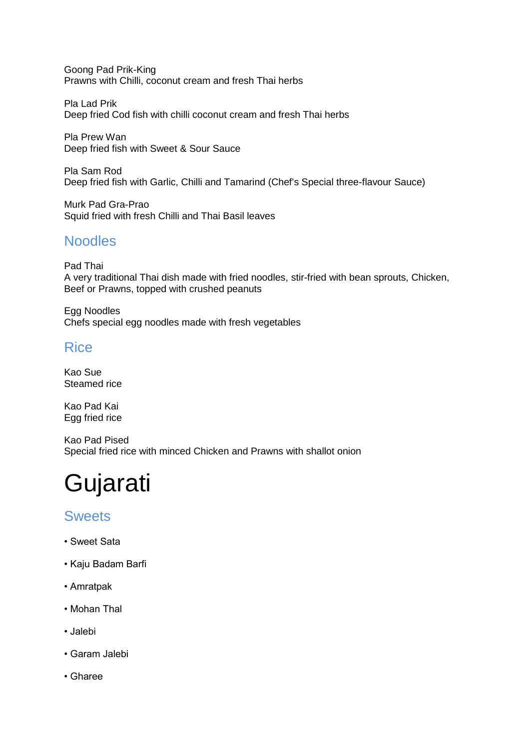Goong Pad Prik-King
Prawns with Chilli, coconut cream and fresh Thai herbs

Pla Lad Prik
Deep fried Cod fish with chilli coconut cream and fresh Thai herbs

Pla Prew Wan
Deep fried fish with Sweet & Sour Sauce

Pla Sam Rod
Deep fried fish with Garlic, Chilli and Tamarind (Chef's Special three-flavour Sauce)

Murk Pad Gra-Prao
Squid fried with fresh Chilli and Thai Basil leaves

## Noodles

Pad Thai
A very traditional Thai dish made with fried noodles, stir-fried with bean sprouts, Chicken, Beef or Prawns, topped with crushed peanuts

Egg Noodles
Chefs special egg noodles made with fresh vegetables

## Rice

Kao Sue
Steamed rice

Kao Pad Kai
Egg fried rice

Kao Pad Pised
Special fried rice with minced Chicken and Prawns with shallot onion

# Gujarati

## Sweets

- Sweet Sata
- Kaju Badam Barfi
- Amratpak
- Mohan Thal
- Jalebi
- Garam Jalebi
- Gharee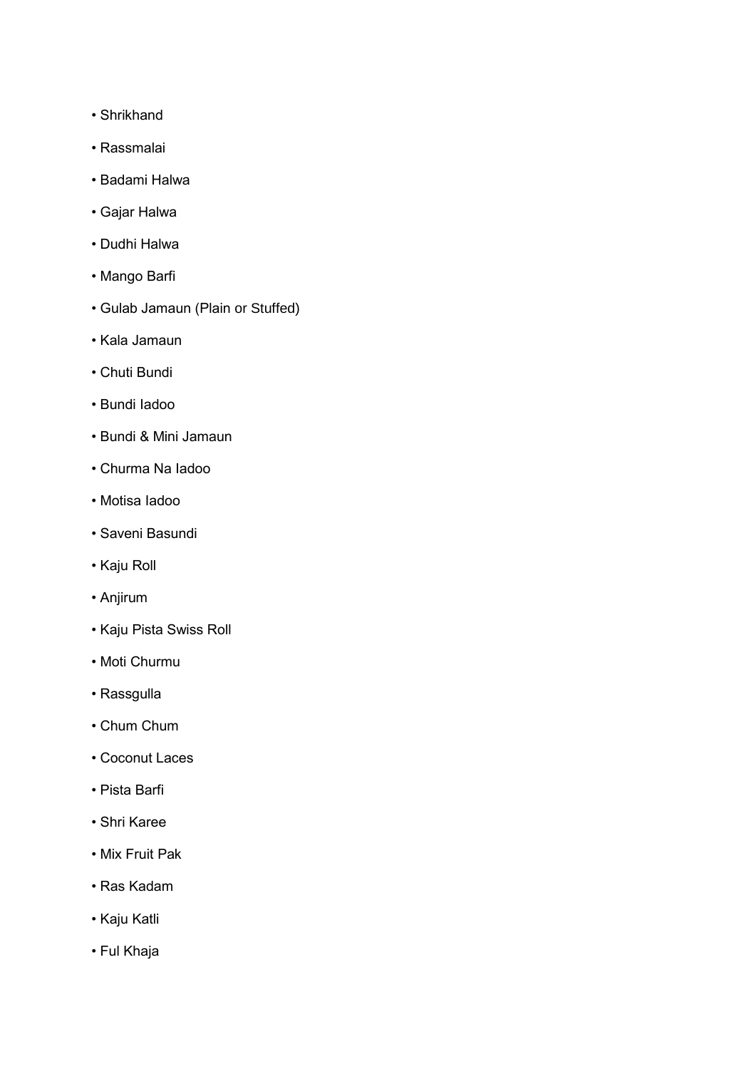- Shrikhand
- Rassmalai
- Badami Halwa
- Gajar Halwa
- Dudhi Halwa
- Mango Barfi
- Gulab Jamaun (Plain or Stuffed)
- Kala Jamaun
- Chuti Bundi
- Bundi Iadoo
- Bundi & Mini Jamaun
- Churma Na Iadoo
- Motisa Iadoo
- Saveni Basundi
- Kaju Roll
- Anjirum
- Kaju Pista Swiss Roll
- Moti Churmu
- Rassgulla
- Chum Chum
- Coconut Laces
- Pista Barfi
- Shri Karee
- Mix Fruit Pak
- Ras Kadam
- Kaju Katli
- Ful Khaja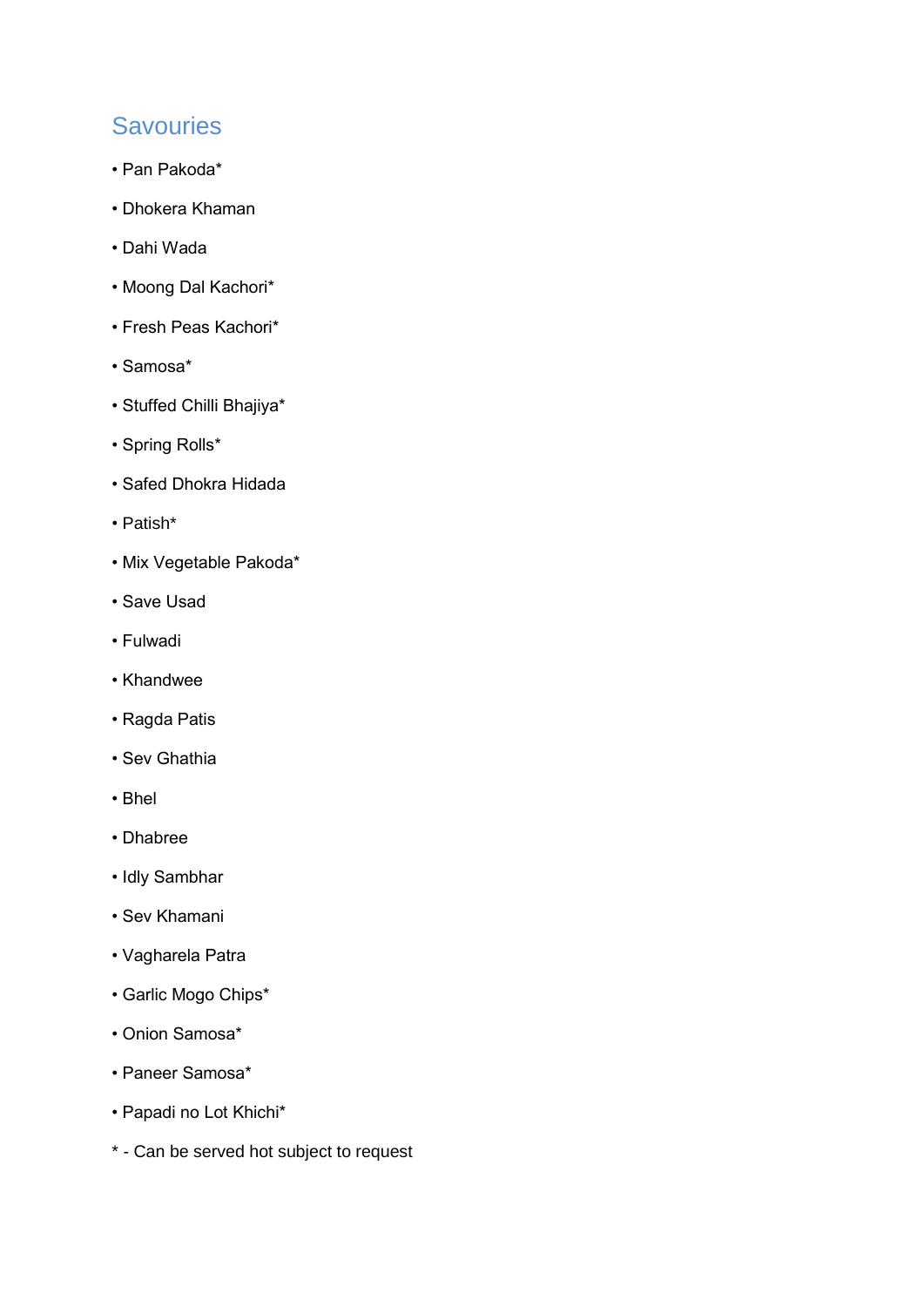## Savouries

- Pan Pakoda*
- Dhokera Khaman
- Dahi Wada
- Moong Dal Kachori*
- Fresh Peas Kachori*
- Samosa*
- Stuffed Chilli Bhajiya*
- Spring Rolls*
- Safed Dhokra Hidada
- Patish*
- Mix Vegetable Pakoda*
- Save Usad
- Fulwadi
- Khandwee
- Ragda Patis
- Sev Ghathia
- Bhel
- Dhabree
- Idly Sambhar
- Sev Khamani
- Vagharela Patra
- Garlic Mogo Chips*
- Onion Samosa*
- Paneer Samosa*
- Papadi no Lot Khichi*

* - Can be served hot subject to request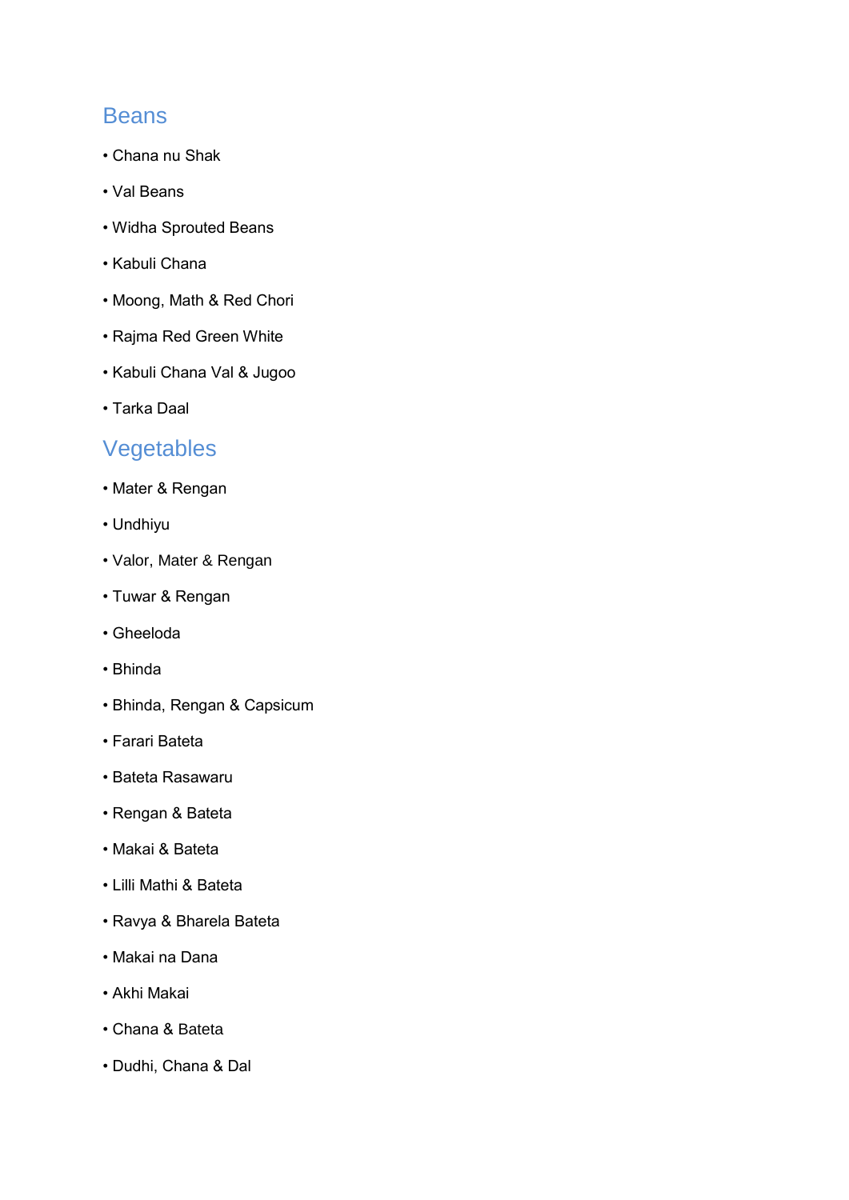## Beans

- Chana nu Shak
- Val Beans
- Widha Sprouted Beans
- Kabuli Chana
- Moong, Math & Red Chori
- Rajma Red Green White
- Kabuli Chana Val & Jugoo
- Tarka Daal

## Vegetables

- Mater & Rengan
- Undhiyu
- Valor, Mater & Rengan
- Tuwar & Rengan
- Gheeloda
- Bhinda
- Bhinda, Rengan & Capsicum
- Farari Bateta
- Bateta Rasawaru
- Rengan & Bateta
- Makai & Bateta
- Lilli Mathi & Bateta
- Ravya & Bharela Bateta
- Makai na Dana
- Akhi Makai
- Chana & Bateta
- Dudhi, Chana & Dal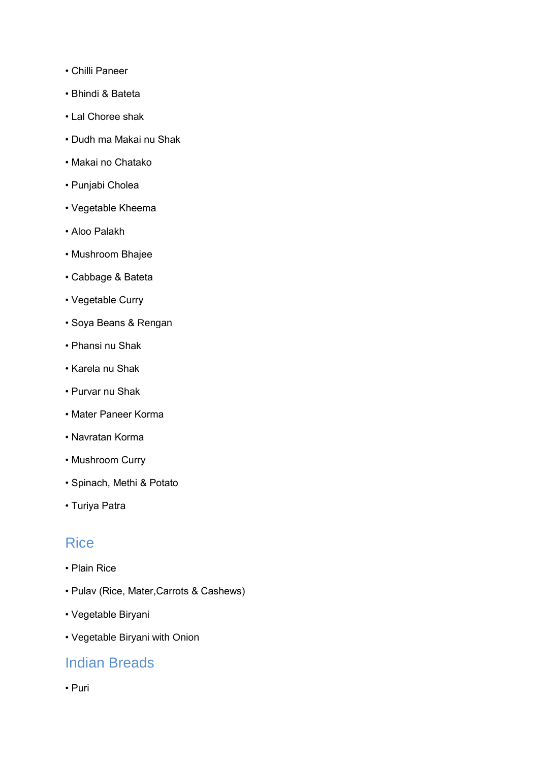- Chilli Paneer
- Bhindi & Bateta
- Lal Choree shak
- Dudh ma Makai nu Shak
- Makai no Chatako
- Punjabi Cholea
- Vegetable Kheema
- Aloo Palakh
- Mushroom Bhajee
- Cabbage & Bateta
- Vegetable Curry
- Soya Beans & Rengan
- Phansi nu Shak
- Karela nu Shak
- Purvar nu Shak
- Mater Paneer Korma
- Navratan Korma
- Mushroom Curry
- Spinach, Methi & Potato
- Turiya Patra

## Rice

- Plain Rice
- Pulav (Rice, Mater,Carrots & Cashews)
- Vegetable Biryani
- Vegetable Biryani with Onion

## Indian Breads

- Puri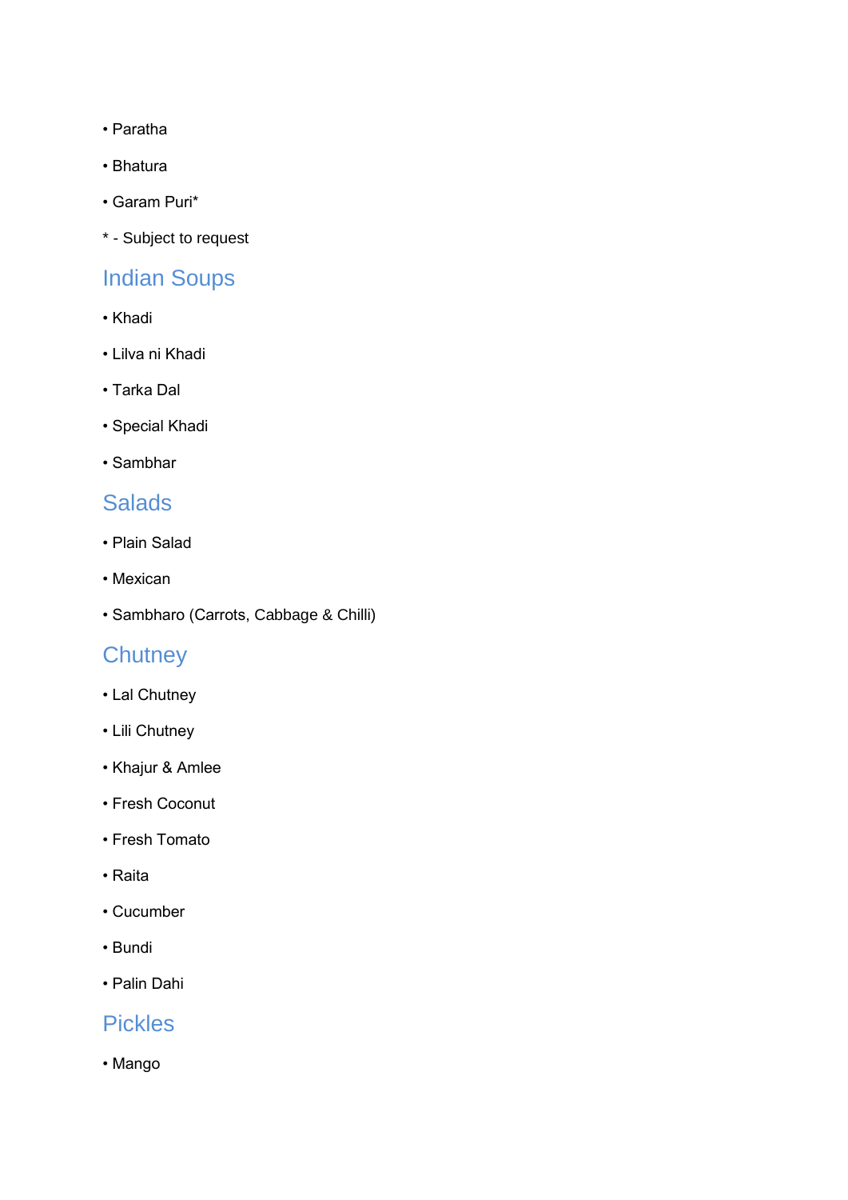- Paratha
- Bhatura
- Garam Puri*

* - Subject to request

## Indian Soups

- Khadi
- Lilva ni Khadi
- Tarka Dal
- Special Khadi
- Sambhar

## Salads

- Plain Salad
- Mexican
- Sambharo (Carrots, Cabbage & Chilli)

## Chutney

- Lal Chutney
- Lili Chutney
- Khajur & Amlee
- Fresh Coconut
- Fresh Tomato
- Raita
- Cucumber
- Bundi
- Palin Dahi

## Pickles

- Mango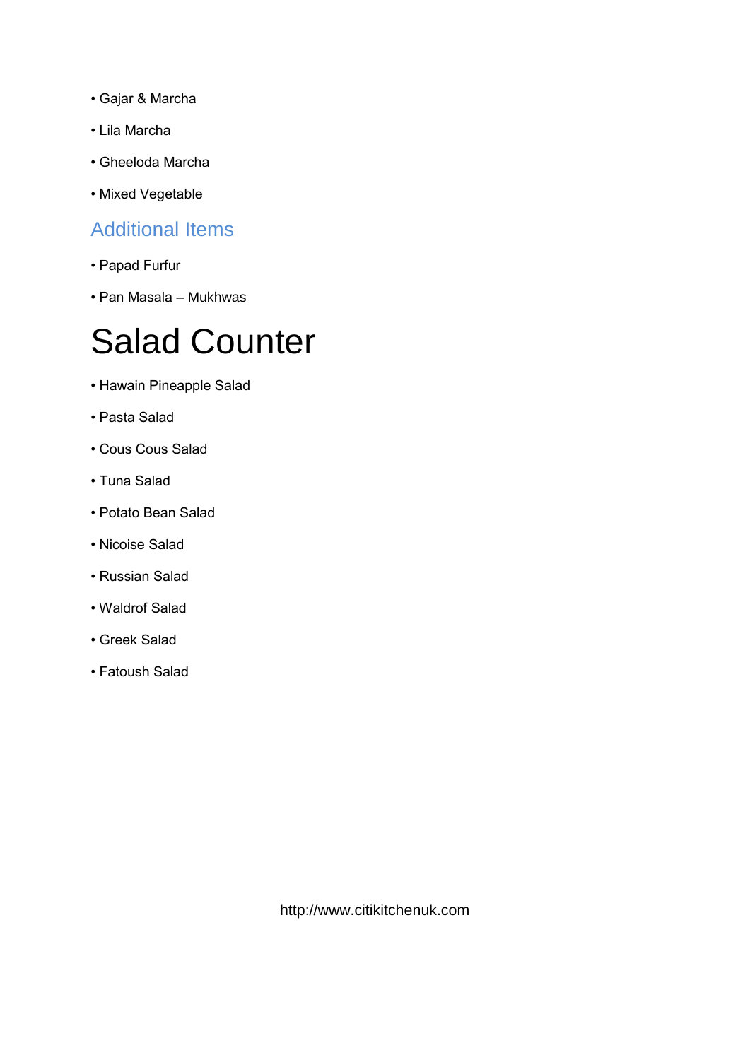- Gajar & Marcha
- Lila Marcha
- Gheeloda Marcha
- Mixed Vegetable

## Additional Items

- Papad Furfur
- Pan Masala – Mukhwas

# Salad Counter

- Hawain Pineapple Salad
- Pasta Salad
- Cous Cous Salad
- Tuna Salad
- Potato Bean Salad
- Nicoise Salad
- Russian Salad
- Waldrof Salad
- Greek Salad
- Fatoush Salad